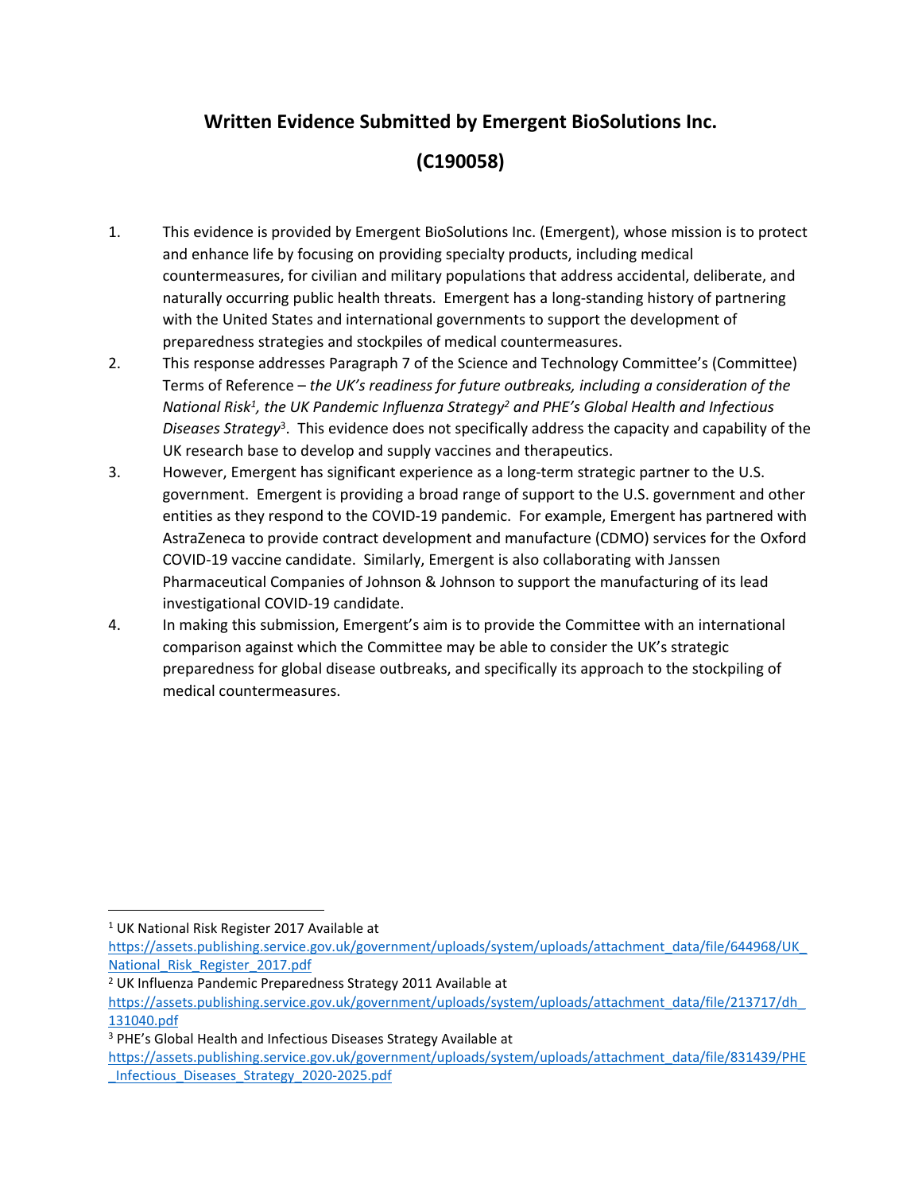# Written Evidence Submitted by Emergent BioSolutions Inc.

# (C190058)

1. This evidence is provided by Emergent BioSolutions Inc. (Emergent), whose mission is to protect and enhance life by focusing on providing specialty products, including medical countermeasures, for civilian and military populations that address accidental, deliberate, and naturally occurring public health threats. Emergent has a long-standing history of partnering with the United States and international governments to support the development of preparedness strategies and stockpiles of medical countermeasures.
2. This response addresses Paragraph 7 of the Science and Technology Committee's (Committee) Terms of Reference – *the UK's readiness for future outbreaks, including a consideration of the National Risk*[1]*, the UK Pandemic Influenza Strategy*[2] *and PHE's Global Health and Infectious Diseases Strategy*[3]. This evidence does not specifically address the capacity and capability of the UK research base to develop and supply vaccines and therapeutics.
3. However, Emergent has significant experience as a long-term strategic partner to the U.S. government. Emergent is providing a broad range of support to the U.S. government and other entities as they respond to the COVID-19 pandemic. For example, Emergent has partnered with AstraZeneca to provide contract development and manufacture (CDMO) services for the Oxford COVID-19 vaccine candidate. Similarly, Emergent is also collaborating with Janssen Pharmaceutical Companies of Johnson & Johnson to support the manufacturing of its lead investigational COVID-19 candidate.
4. In making this submission, Emergent's aim is to provide the Committee with an international comparison against which the Committee may be able to consider the UK's strategic preparedness for global disease outbreaks, and specifically its approach to the stockpiling of medical countermeasures.

---

[1] UK National Risk Register 2017 Available at https://assets.publishing.service.gov.uk/government/uploads/system/uploads/attachment_data/file/644968/UK_National_Risk_Register_2017.pdf

[2] UK Influenza Pandemic Preparedness Strategy 2011 Available at https://assets.publishing.service.gov.uk/government/uploads/system/uploads/attachment_data/file/213717/dh_131040.pdf

[3] PHE's Global Health and Infectious Diseases Strategy Available at https://assets.publishing.service.gov.uk/government/uploads/system/uploads/attachment_data/file/831439/PHE_Infectious_Diseases_Strategy_2020-2025.pdf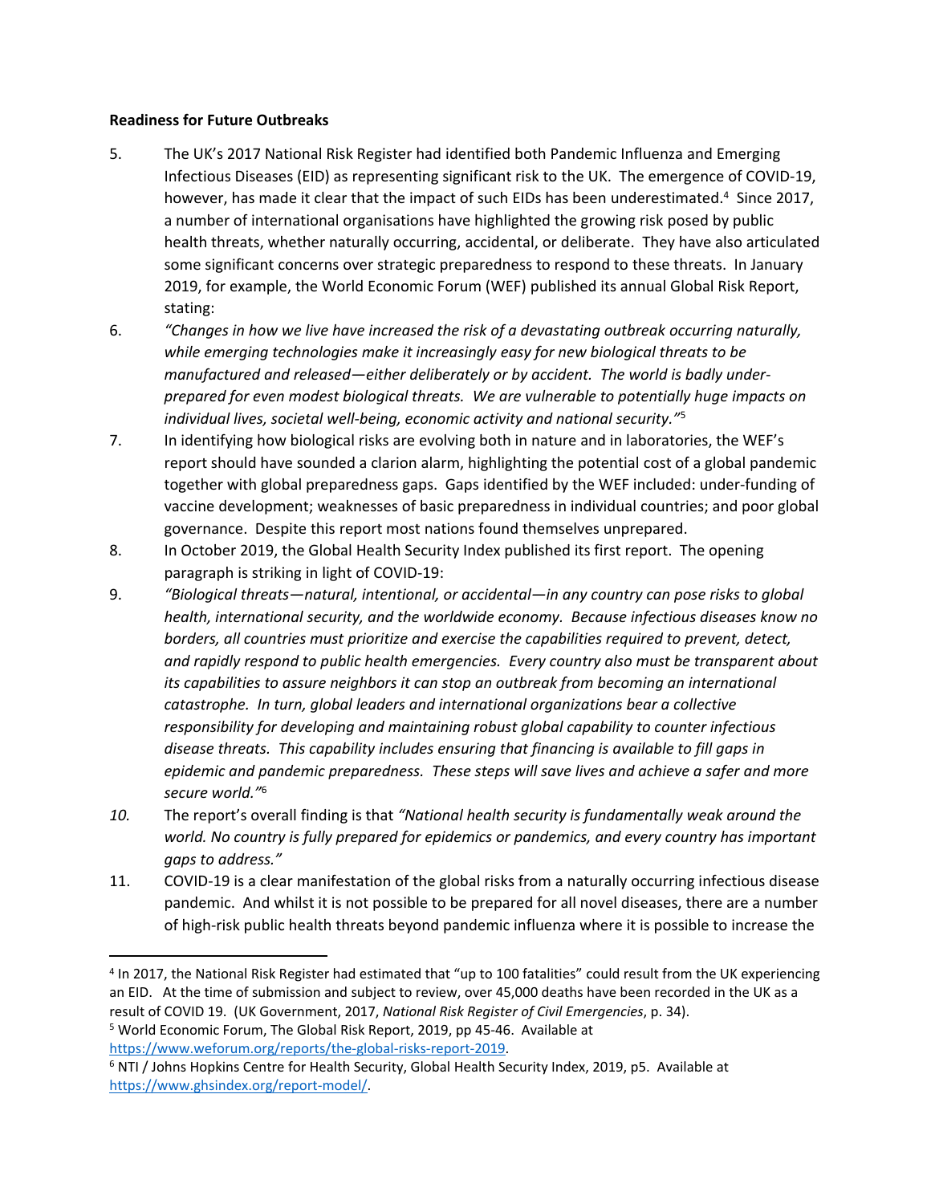**Readiness for Future Outbreaks**

5. The UK's 2017 National Risk Register had identified both Pandemic Influenza and Emerging Infectious Diseases (EID) as representing significant risk to the UK. The emergence of COVID-19, however, has made it clear that the impact of such EIDs has been underestimated.[4] Since 2017, a number of international organisations have highlighted the growing risk posed by public health threats, whether naturally occurring, accidental, or deliberate. They have also articulated some significant concerns over strategic preparedness to respond to these threats. In January 2019, for example, the World Economic Forum (WEF) published its annual Global Risk Report, stating:

6. *"Changes in how we live have increased the risk of a devastating outbreak occurring naturally, while emerging technologies make it increasingly easy for new biological threats to be manufactured and released—either deliberately or by accident. The world is badly under-prepared for even modest biological threats. We are vulnerable to potentially huge impacts on individual lives, societal well-being, economic activity and national security."*[5]

7. In identifying how biological risks are evolving both in nature and in laboratories, the WEF's report should have sounded a clarion alarm, highlighting the potential cost of a global pandemic together with global preparedness gaps. Gaps identified by the WEF included: under-funding of vaccine development; weaknesses of basic preparedness in individual countries; and poor global governance. Despite this report most nations found themselves unprepared.

8. In October 2019, the Global Health Security Index published its first report. The opening paragraph is striking in light of COVID-19:

9. *"Biological threats—natural, intentional, or accidental—in any country can pose risks to global health, international security, and the worldwide economy. Because infectious diseases know no borders, all countries must prioritize and exercise the capabilities required to prevent, detect, and rapidly respond to public health emergencies. Every country also must be transparent about its capabilities to assure neighbors it can stop an outbreak from becoming an international catastrophe. In turn, global leaders and international organizations bear a collective responsibility for developing and maintaining robust global capability to counter infectious disease threats. This capability includes ensuring that financing is available to fill gaps in epidemic and pandemic preparedness. These steps will save lives and achieve a safer and more secure world."*[6]

*10.* The report's overall finding is that *"National health security is fundamentally weak around the world. No country is fully prepared for epidemics or pandemics, and every country has important gaps to address."*

11. COVID-19 is a clear manifestation of the global risks from a naturally occurring infectious disease pandemic. And whilst it is not possible to be prepared for all novel diseases, there are a number of high-risk public health threats beyond pandemic influenza where it is possible to increase the

---

[4] In 2017, the National Risk Register had estimated that "up to 100 fatalities" could result from the UK experiencing an EID. At the time of submission and subject to review, over 45,000 deaths have been recorded in the UK as a result of COVID 19. (UK Government, 2017, *National Risk Register of Civil Emergencies*, p. 34).

[5] World Economic Forum, The Global Risk Report, 2019, pp 45-46. Available at https://www.weforum.org/reports/the-global-risks-report-2019.

[6] NTI / Johns Hopkins Centre for Health Security, Global Health Security Index, 2019, p5. Available at https://www.ghsindex.org/report-model/.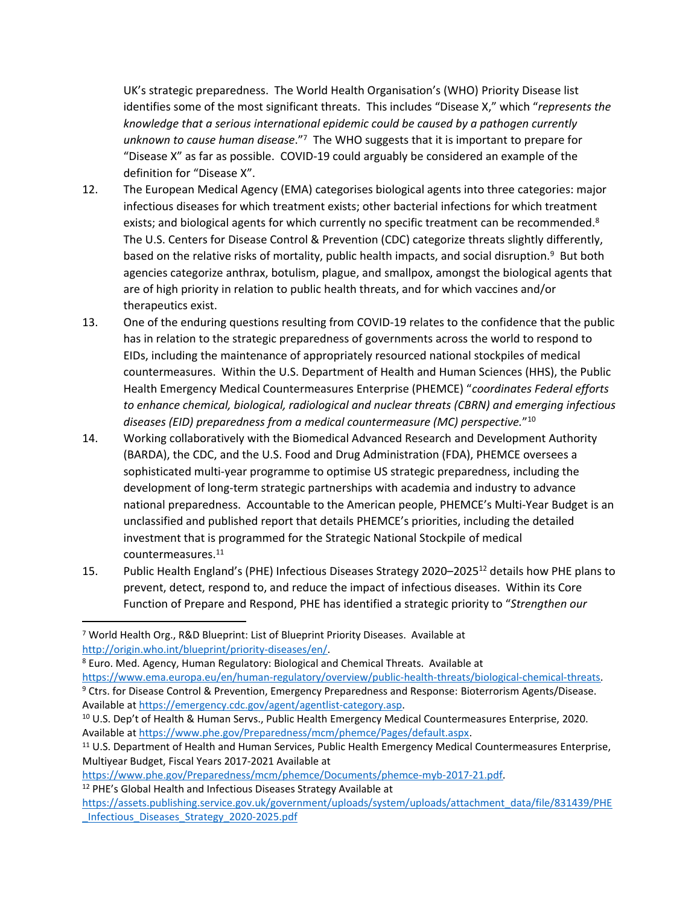UK's strategic preparedness. The World Health Organisation's (WHO) Priority Disease list identifies some of the most significant threats. This includes "Disease X," which "*represents the knowledge that a serious international epidemic could be caused by a pathogen currently unknown to cause human disease*."[7] The WHO suggests that it is important to prepare for "Disease X" as far as possible. COVID-19 could arguably be considered an example of the definition for "Disease X".

12. The European Medical Agency (EMA) categorises biological agents into three categories: major infectious diseases for which treatment exists; other bacterial infections for which treatment exists; and biological agents for which currently no specific treatment can be recommended.[8] The U.S. Centers for Disease Control & Prevention (CDC) categorize threats slightly differently, based on the relative risks of mortality, public health impacts, and social disruption.[9] But both agencies categorize anthrax, botulism, plague, and smallpox, amongst the biological agents that are of high priority in relation to public health threats, and for which vaccines and/or therapeutics exist.

13. One of the enduring questions resulting from COVID-19 relates to the confidence that the public has in relation to the strategic preparedness of governments across the world to respond to EIDs, including the maintenance of appropriately resourced national stockpiles of medical countermeasures. Within the U.S. Department of Health and Human Sciences (HHS), the Public Health Emergency Medical Countermeasures Enterprise (PHEMCE) "*coordinates Federal efforts to enhance chemical, biological, radiological and nuclear threats (CBRN) and emerging infectious diseases (EID) preparedness from a medical countermeasure (MC) perspective.*"[10]

14. Working collaboratively with the Biomedical Advanced Research and Development Authority (BARDA), the CDC, and the U.S. Food and Drug Administration (FDA), PHEMCE oversees a sophisticated multi-year programme to optimise US strategic preparedness, including the development of long-term strategic partnerships with academia and industry to advance national preparedness. Accountable to the American people, PHEMCE's Multi-Year Budget is an unclassified and published report that details PHEMCE's priorities, including the detailed investment that is programmed for the Strategic National Stockpile of medical countermeasures.[11]

15. Public Health England's (PHE) Infectious Diseases Strategy 2020–2025[12] details how PHE plans to prevent, detect, respond to, and reduce the impact of infectious diseases. Within its Core Function of Prepare and Respond, PHE has identified a strategic priority to "*Strengthen our*

---

[7] World Health Org., R&D Blueprint: List of Blueprint Priority Diseases. Available at http://origin.who.int/blueprint/priority-diseases/en/.

[8] Euro. Med. Agency, Human Regulatory: Biological and Chemical Threats. Available at https://www.ema.europa.eu/en/human-regulatory/overview/public-health-threats/biological-chemical-threats.

[9] Ctrs. for Disease Control & Prevention, Emergency Preparedness and Response: Bioterrorism Agents/Disease. Available at https://emergency.cdc.gov/agent/agentlist-category.asp.

[10] U.S. Dep't of Health & Human Servs., Public Health Emergency Medical Countermeasures Enterprise, 2020. Available at https://www.phe.gov/Preparedness/mcm/phemce/Pages/default.aspx.

[11] U.S. Department of Health and Human Services, Public Health Emergency Medical Countermeasures Enterprise, Multiyear Budget, Fiscal Years 2017-2021 Available at https://www.phe.gov/Preparedness/mcm/phemce/Documents/phemce-myb-2017-21.pdf.

[12] PHE's Global Health and Infectious Diseases Strategy Available at https://assets.publishing.service.gov.uk/government/uploads/system/uploads/attachment_data/file/831439/PHE_Infectious_Diseases_Strategy_2020-2025.pdf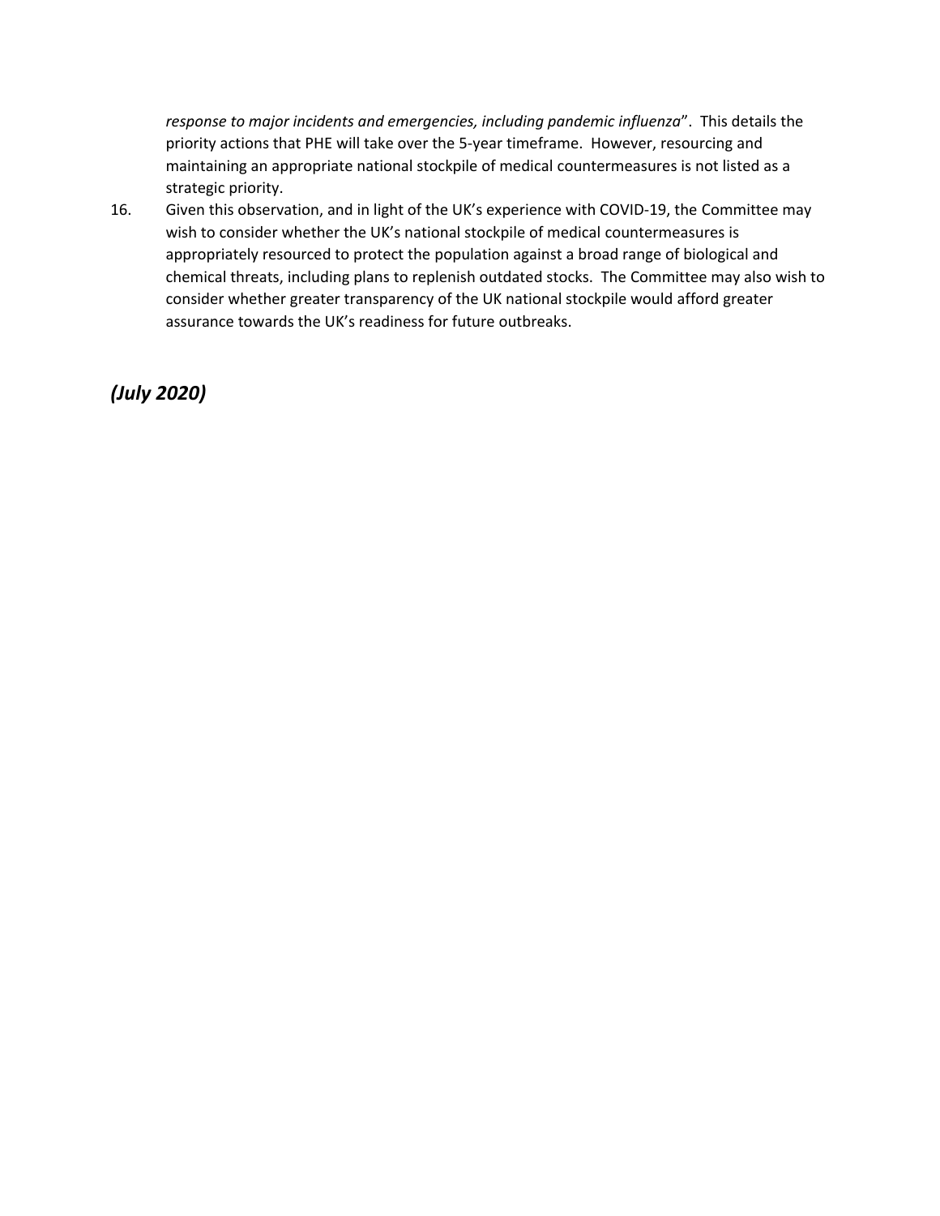*response to major incidents and emergencies, including pandemic influenza*". This details the priority actions that PHE will take over the 5-year timeframe. However, resourcing and maintaining an appropriate national stockpile of medical countermeasures is not listed as a strategic priority.

16. Given this observation, and in light of the UK's experience with COVID-19, the Committee may wish to consider whether the UK's national stockpile of medical countermeasures is appropriately resourced to protect the population against a broad range of biological and chemical threats, including plans to replenish outdated stocks. The Committee may also wish to consider whether greater transparency of the UK national stockpile would afford greater assurance towards the UK's readiness for future outbreaks.

***(July 2020)***